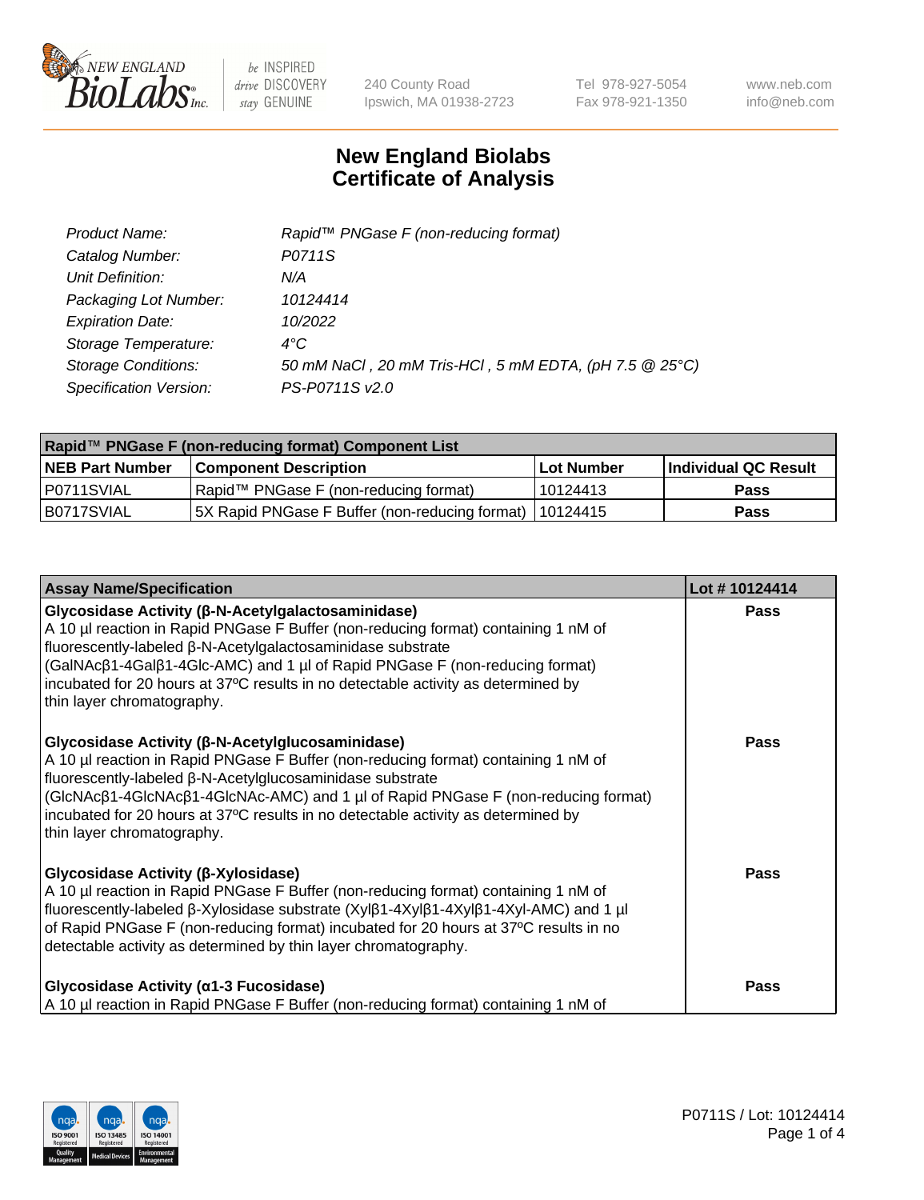New England BioLabs Inc. — be INSPIRED drive DISCOVERY stay GENUINE

240 County Road
Ipswich, MA 01938-2723

Tel 978-927-5054
Fax 978-921-1350

www.neb.com
info@neb.com

# New England Biolabs Certificate of Analysis

| | |
|---|---|
| *Product Name:* | *Rapid™ PNGase F (non-reducing format)* |
| *Catalog Number:* | *P0711S* |
| *Unit Definition:* | *N/A* |
| *Packaging Lot Number:* | *10124414* |
| *Expiration Date:* | *10/2022* |
| *Storage Temperature:* | *4°C* |
| *Storage Conditions:* | *50 mM NaCl , 20 mM Tris-HCl , 5 mM EDTA, (pH 7.5 @ 25°C)* |
| *Specification Version:* | *PS-P0711S v2.0* |

| **Rapid™ PNGase F (non-reducing format) Component List** | | | |
|---|---|---|---|
| **NEB Part Number** | **Component Description** | **Lot Number** | **Individual QC Result** |
| P0711SVIAL | Rapid™ PNGase F (non-reducing format) | 10124413 | **Pass** |
| B0717SVIAL | 5X Rapid PNGase F Buffer (non-reducing format) | 10124415 | **Pass** |

| **Assay Name/Specification** | **Lot # 10124414** |
|---|---|
| **Glycosidase Activity (β-N-Acetylgalactosaminidase)**<br>A 10 µl reaction in Rapid PNGase F Buffer (non-reducing format) containing 1 nM of fluorescently-labeled β-N-Acetylgalactosaminidase substrate (GalNAcβ1-4Galβ1-4Glc-AMC) and 1 µl of Rapid PNGase F (non-reducing format) incubated for 20 hours at 37ºC results in no detectable activity as determined by thin layer chromatography. | **Pass** |
| **Glycosidase Activity (β-N-Acetylglucosaminidase)**<br>A 10 µl reaction in Rapid PNGase F Buffer (non-reducing format) containing 1 nM of fluorescently-labeled β-N-Acetylglucosaminidase substrate (GlcNAcβ1-4GlcNAcβ1-4GlcNAc-AMC) and 1 µl of Rapid PNGase F (non-reducing format) incubated for 20 hours at 37ºC results in no detectable activity as determined by thin layer chromatography. | **Pass** |
| **Glycosidase Activity (β-Xylosidase)**<br>A 10 µl reaction in Rapid PNGase F Buffer (non-reducing format) containing 1 nM of fluorescently-labeled β-Xylosidase substrate (Xylβ1-4Xylβ1-4Xylβ1-4Xyl-AMC) and 1 µl of Rapid PNGase F (non-reducing format) incubated for 20 hours at 37ºC results in no detectable activity as determined by thin layer chromatography. | **Pass** |
| **Glycosidase Activity (α1-3 Fucosidase)**<br>A 10 µl reaction in Rapid PNGase F Buffer (non-reducing format) containing 1 nM of | **Pass** |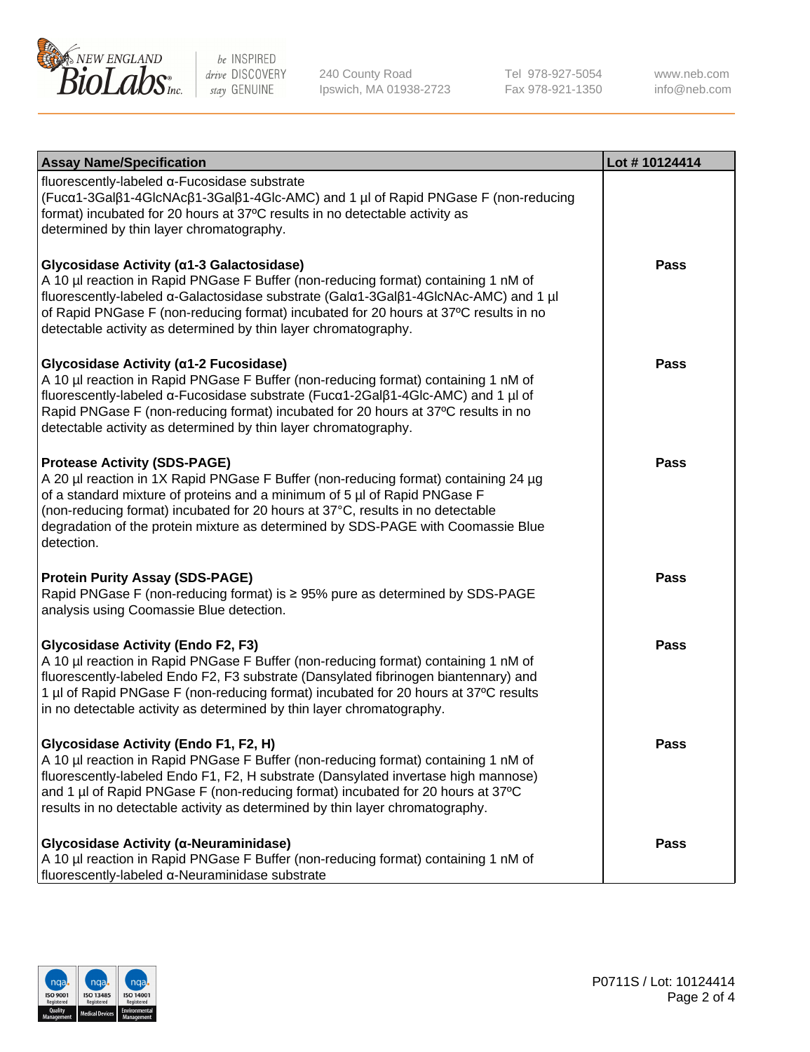| Assay Name/Specification | Lot # 10124414 |
| --- | --- |
| fluorescently-labeled α-Fucosidase substrate (Fucα1-3Galβ1-4GlcNAcβ1-3Galβ1-4Glc-AMC) and 1 µl of Rapid PNGase F (non-reducing format) incubated for 20 hours at 37ºC results in no detectable activity as determined by thin layer chromatography. | |
| **Glycosidase Activity (α1-3 Galactosidase)**<br>A 10 µl reaction in Rapid PNGase F Buffer (non-reducing format) containing 1 nM of fluorescently-labeled α-Galactosidase substrate (Galα1-3Galβ1-4GlcNAc-AMC) and 1 µl of Rapid PNGase F (non-reducing format) incubated for 20 hours at 37ºC results in no detectable activity as determined by thin layer chromatography. | **Pass** |
| **Glycosidase Activity (α1-2 Fucosidase)**<br>A 10 µl reaction in Rapid PNGase F Buffer (non-reducing format) containing 1 nM of fluorescently-labeled α-Fucosidase substrate (Fucα1-2Galβ1-4Glc-AMC) and 1 µl of Rapid PNGase F (non-reducing format) incubated for 20 hours at 37ºC results in no detectable activity as determined by thin layer chromatography. | **Pass** |
| **Protease Activity (SDS-PAGE)**<br>A 20 µl reaction in 1X Rapid PNGase F Buffer (non-reducing format) containing 24 µg of a standard mixture of proteins and a minimum of 5 µl of Rapid PNGase F (non-reducing format) incubated for 20 hours at 37°C, results in no detectable degradation of the protein mixture as determined by SDS-PAGE with Coomassie Blue detection. | **Pass** |
| **Protein Purity Assay (SDS-PAGE)**<br>Rapid PNGase F (non-reducing format) is ≥ 95% pure as determined by SDS-PAGE analysis using Coomassie Blue detection. | **Pass** |
| **Glycosidase Activity (Endo F2, F3)**<br>A 10 µl reaction in Rapid PNGase F Buffer (non-reducing format) containing 1 nM of fluorescently-labeled Endo F2, F3 substrate (Dansylated fibrinogen biantennary) and 1 µl of Rapid PNGase F (non-reducing format) incubated for 20 hours at 37ºC results in no detectable activity as determined by thin layer chromatography. | **Pass** |
| **Glycosidase Activity (Endo F1, F2, H)**<br>A 10 µl reaction in Rapid PNGase F Buffer (non-reducing format) containing 1 nM of fluorescently-labeled Endo F1, F2, H substrate (Dansylated invertase high mannose) and 1 µl of Rapid PNGase F (non-reducing format) incubated for 20 hours at 37ºC results in no detectable activity as determined by thin layer chromatography. | **Pass** |
| **Glycosidase Activity (α-Neuraminidase)**<br>A 10 µl reaction in Rapid PNGase F Buffer (non-reducing format) containing 1 nM of fluorescently-labeled α-Neuraminidase substrate | **Pass** |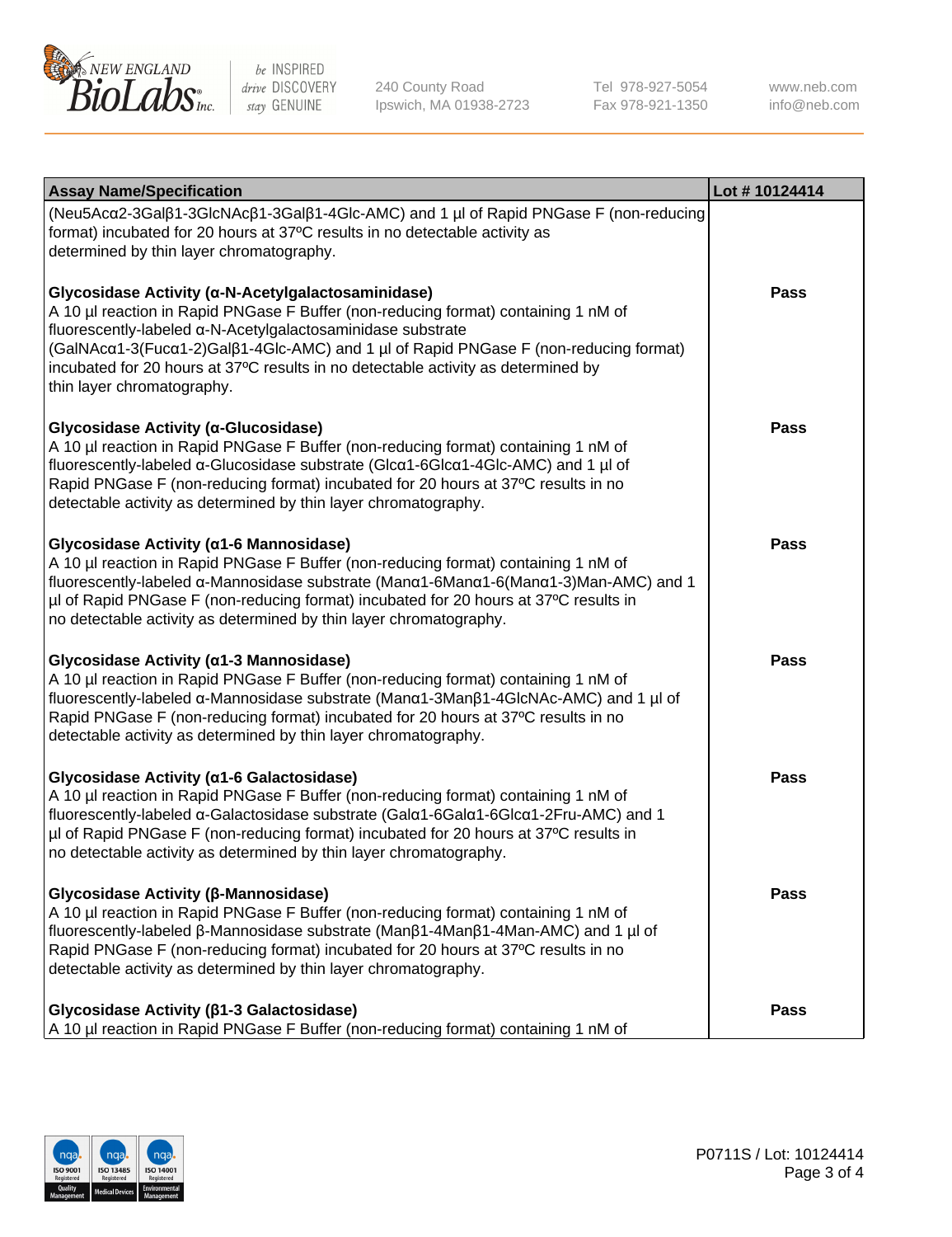| Assay Name/Specification | Lot # 10124414 |
| --- | --- |
| (Neu5Acα2-3Galβ1-3GlcNAcβ1-3Galβ1-4Glc-AMC) and 1 µl of Rapid PNGase F (non-reducing format) incubated for 20 hours at 37ºC results in no detectable activity as determined by thin layer chromatography. | |
| **Glycosidase Activity (α-N-Acetylgalactosaminidase)**<br>A 10 µl reaction in Rapid PNGase F Buffer (non-reducing format) containing 1 nM of fluorescently-labeled α-N-Acetylgalactosaminidase substrate (GalNAcα1-3(Fucα1-2)Galβ1-4Glc-AMC) and 1 µl of Rapid PNGase F (non-reducing format) incubated for 20 hours at 37ºC results in no detectable activity as determined by thin layer chromatography. | Pass |
| **Glycosidase Activity (α-Glucosidase)**<br>A 10 µl reaction in Rapid PNGase F Buffer (non-reducing format) containing 1 nM of fluorescently-labeled α-Glucosidase substrate (Glcα1-6Glcα1-4Glc-AMC) and 1 µl of Rapid PNGase F (non-reducing format) incubated for 20 hours at 37ºC results in no detectable activity as determined by thin layer chromatography. | Pass |
| **Glycosidase Activity (α1-6 Mannosidase)**<br>A 10 µl reaction in Rapid PNGase F Buffer (non-reducing format) containing 1 nM of fluorescently-labeled α-Mannosidase substrate (Manα1-6Manα1-6(Manα1-3)Man-AMC) and 1 µl of Rapid PNGase F (non-reducing format) incubated for 20 hours at 37ºC results in no detectable activity as determined by thin layer chromatography. | Pass |
| **Glycosidase Activity (α1-3 Mannosidase)**<br>A 10 µl reaction in Rapid PNGase F Buffer (non-reducing format) containing 1 nM of fluorescently-labeled α-Mannosidase substrate (Manα1-3Manβ1-4GlcNAc-AMC) and 1 µl of Rapid PNGase F (non-reducing format) incubated for 20 hours at 37ºC results in no detectable activity as determined by thin layer chromatography. | Pass |
| **Glycosidase Activity (α1-6 Galactosidase)**<br>A 10 µl reaction in Rapid PNGase F Buffer (non-reducing format) containing 1 nM of fluorescently-labeled α-Galactosidase substrate (Galα1-6Galα1-6Glcα1-2Fru-AMC) and 1 µl of Rapid PNGase F (non-reducing format) incubated for 20 hours at 37ºC results in no detectable activity as determined by thin layer chromatography. | Pass |
| **Glycosidase Activity (β-Mannosidase)**<br>A 10 µl reaction in Rapid PNGase F Buffer (non-reducing format) containing 1 nM of fluorescently-labeled β-Mannosidase substrate (Manβ1-4Manβ1-4Man-AMC) and 1 µl of Rapid PNGase F (non-reducing format) incubated for 20 hours at 37ºC results in no detectable activity as determined by thin layer chromatography. | Pass |
| **Glycosidase Activity (β1-3 Galactosidase)**<br>A 10 µl reaction in Rapid PNGase F Buffer (non-reducing format) containing 1 nM of | Pass |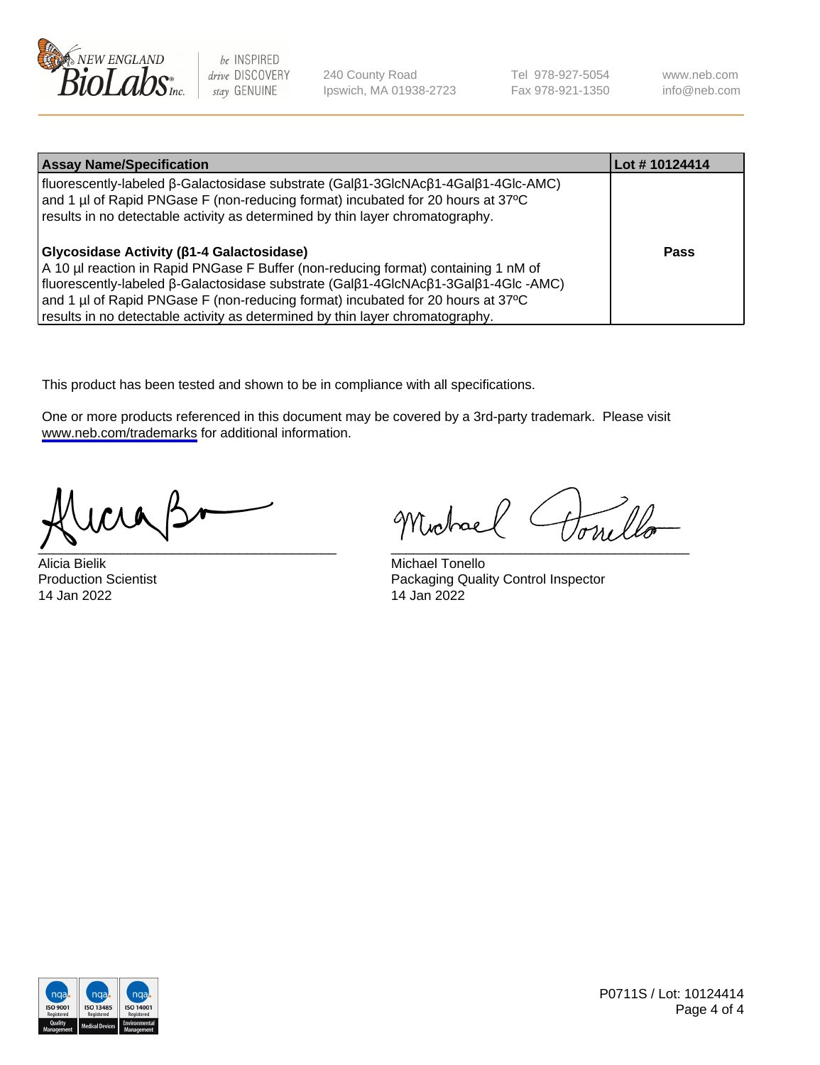| Assay Name/Specification | Lot # 10124414 |
| --- | --- |
| fluorescently-labeled β-Galactosidase substrate (Galβ1-3GlcNAcβ1-4Galβ1-4Glc-AMC) and 1 µl of Rapid PNGase F (non-reducing format) incubated for 20 hours at 37ºC results in no detectable activity as determined by thin layer chromatography. | |
| **Glycosidase Activity (β1-4 Galactosidase)**<br>A 10 µl reaction in Rapid PNGase F Buffer (non-reducing format) containing 1 nM of fluorescently-labeled β-Galactosidase substrate (Galβ1-4GlcNAcβ1-3Galβ1-4Glc -AMC) and 1 µl of Rapid PNGase F (non-reducing format) incubated for 20 hours at 37ºC results in no detectable activity as determined by thin layer chromatography. | **Pass** |

This product has been tested and shown to be in compliance with all specifications.

One or more products referenced in this document may be covered by a 3rd-party trademark. Please visit www.neb.com/trademarks for additional information.

Alicia Bielik
Production Scientist
14 Jan 2022

Michael Tonello
Packaging Quality Control Inspector
14 Jan 2022

P0711S / Lot: 10124414